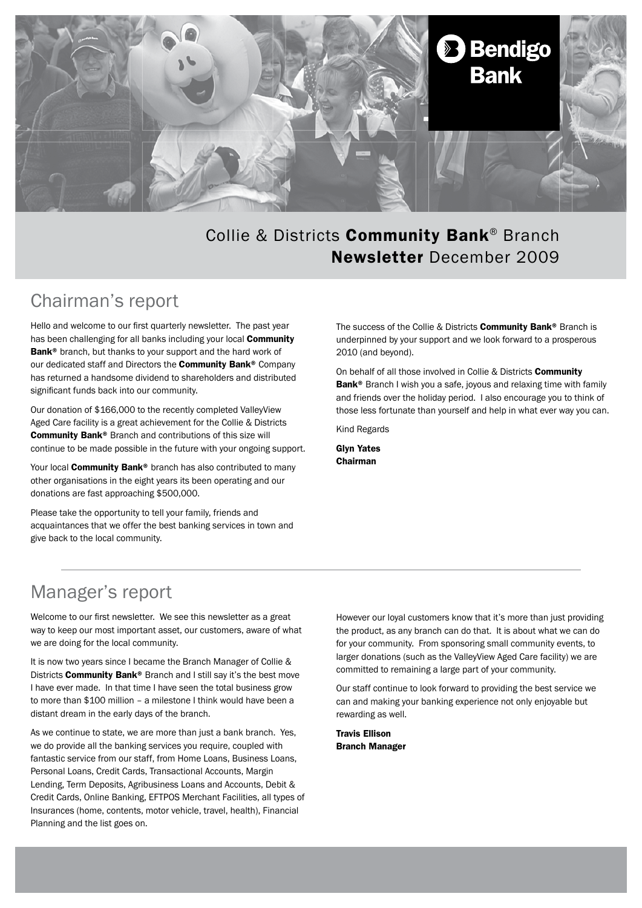Bendigo Bank

Collie & Districts **Community Bank**® Branch
**Newsletter** December 2009

## Chairman's report

Hello and welcome to our first quarterly newsletter. The past year has been challenging for all banks including your local **Community Bank**® branch, but thanks to your support and the hard work of our dedicated staff and Directors the **Community Bank**® Company has returned a handsome dividend to shareholders and distributed significant funds back into our community.

Our donation of $166,000 to the recently completed ValleyView Aged Care facility is a great achievement for the Collie & Districts **Community Bank**® Branch and contributions of this size will continue to be made possible in the future with your ongoing support.

Your local **Community Bank**® branch has also contributed to many other organisations in the eight years its been operating and our donations are fast approaching $500,000.

Please take the opportunity to tell your family, friends and acquaintances that we offer the best banking services in town and give back to the local community.

The success of the Collie & Districts **Community Bank**® Branch is underpinned by your support and we look forward to a prosperous 2010 (and beyond).

On behalf of all those involved in Collie & Districts **Community Bank**® Branch I wish you a safe, joyous and relaxing time with family and friends over the holiday period. I also encourage you to think of those less fortunate than yourself and help in what ever way you can.

Kind Regards

**Glyn Yates**
**Chairman**

## Manager's report

Welcome to our first newsletter. We see this newsletter as a great way to keep our most important asset, our customers, aware of what we are doing for the local community.

It is now two years since I became the Branch Manager of Collie & Districts **Community Bank**® Branch and I still say it's the best move I have ever made. In that time I have seen the total business grow to more than $100 million – a milestone I think would have been a distant dream in the early days of the branch.

As we continue to state, we are more than just a bank branch. Yes, we do provide all the banking services you require, coupled with fantastic service from our staff, from Home Loans, Business Loans, Personal Loans, Credit Cards, Transactional Accounts, Margin Lending, Term Deposits, Agribusiness Loans and Accounts, Debit & Credit Cards, Online Banking, EFTPOS Merchant Facilities, all types of Insurances (home, contents, motor vehicle, travel, health), Financial Planning and the list goes on.

However our loyal customers know that it's more than just providing the product, as any branch can do that. It is about what we can do for your community. From sponsoring small community events, to larger donations (such as the ValleyView Aged Care facility) we are committed to remaining a large part of your community.

Our staff continue to look forward to providing the best service we can and making your banking experience not only enjoyable but rewarding as well.

**Travis Ellison**
**Branch Manager**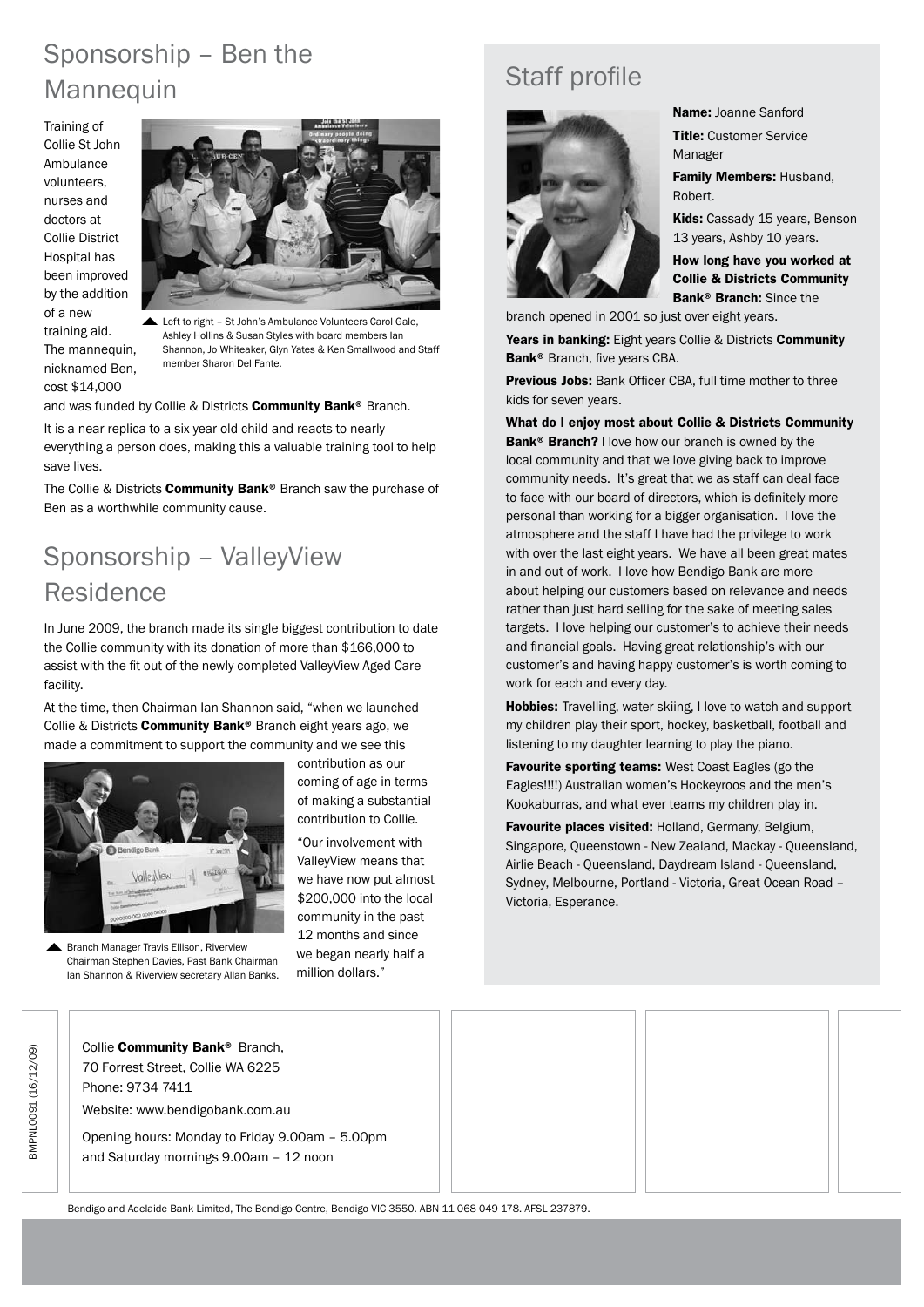## Sponsorship – Ben the Mannequin

Training of Collie St John Ambulance volunteers, nurses and doctors at Collie District Hospital has been improved by the addition of a new training aid. The mannequin, nicknamed Ben, cost $14,000 and was funded by Collie & Districts **Community Bank**® Branch.

Left to right – St John's Ambulance Volunteers Carol Gale, Ashley Hollins & Susan Styles with board members Ian Shannon, Jo Whiteaker, Glyn Yates & Ken Smallwood and Staff member Sharon Del Fante.

It is a near replica to a six year old child and reacts to nearly everything a person does, making this a valuable training tool to help save lives.

The Collie & Districts **Community Bank**® Branch saw the purchase of Ben as a worthwhile community cause.

## Sponsorship – ValleyView Residence

In June 2009, the branch made its single biggest contribution to date the Collie community with its donation of more than $166,000 to assist with the fit out of the newly completed ValleyView Aged Care facility.

At the time, then Chairman Ian Shannon said, "when we launched Collie & Districts **Community Bank**® Branch eight years ago, we made a commitment to support the community and we see this contribution as our coming of age in terms of making a substantial contribution to Collie.

"Our involvement with ValleyView means that we have now put almost $200,000 into the local community in the past 12 months and since we began nearly half a million dollars."

Branch Manager Travis Ellison, Riverview Chairman Stephen Davies, Past Bank Chairman Ian Shannon & Riverview secretary Allan Banks.

## Staff profile

**Name:** Joanne Sanford

**Title:** Customer Service Manager

**Family Members:** Husband, Robert.

**Kids:** Cassady 15 years, Benson 13 years, Ashby 10 years.

**How long have you worked at Collie & Districts Community Bank® Branch:** Since the branch opened in 2001 so just over eight years.

**Years in banking:** Eight years Collie & Districts **Community Bank**® Branch, five years CBA.

**Previous Jobs:** Bank Officer CBA, full time mother to three kids for seven years.

**What do I enjoy most about Collie & Districts Community Bank® Branch?** I love how our branch is owned by the local community and that we love giving back to improve community needs. It's great that we as staff can deal face to face with our board of directors, which is definitely more personal than working for a bigger organisation. I love the atmosphere and the staff I have had the privilege to work with over the last eight years. We have all been great mates in and out of work. I love how Bendigo Bank are more about helping our customers based on relevance and needs rather than just hard selling for the sake of meeting sales targets. I love helping our customer's to achieve their needs and financial goals. Having great relationship's with our customer's and having happy customer's is worth coming to work for each and every day.

**Hobbies:** Travelling, water skiing, I love to watch and support my children play their sport, hockey, basketball, football and listening to my daughter learning to play the piano.

**Favourite sporting teams:** West Coast Eagles (go the Eagles!!!!) Australian women's Hockeyroos and the men's Kookaburras, and what ever teams my children play in.

**Favourite places visited:** Holland, Germany, Belgium, Singapore, Queenstown - New Zealand, Mackay - Queensland, Airlie Beach - Queensland, Daydream Island - Queensland, Sydney, Melbourne, Portland - Victoria, Great Ocean Road – Victoria, Esperance.

Collie **Community Bank**® Branch,
70 Forrest Street, Collie WA 6225
Phone: 9734 7411

Website: www.bendigobank.com.au

Opening hours: Monday to Friday 9.00am – 5.00pm and Saturday mornings 9.00am – 12 noon

BMPNL0091 (16/12/09)

Bendigo and Adelaide Bank Limited, The Bendigo Centre, Bendigo VIC 3550. ABN 11 068 049 178. AFSL 237879.